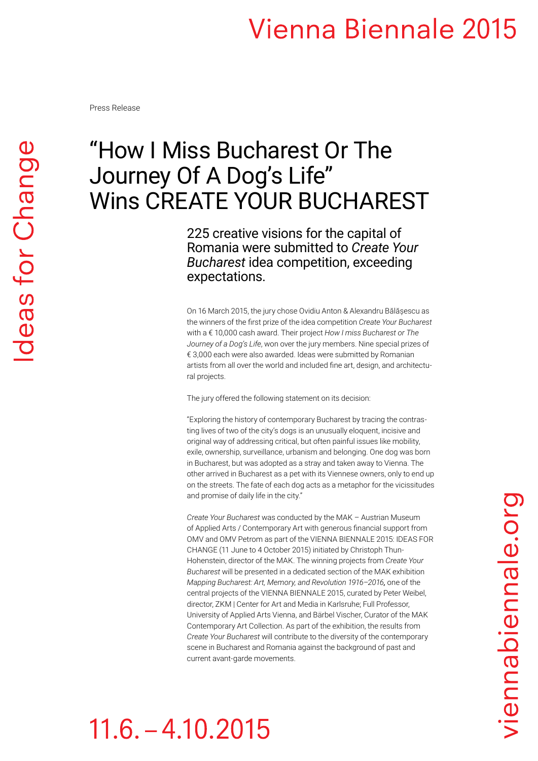Press Release

# “How I Miss Bucharest Or The Journey Of A Dog’s Life” Wins CREATE YOUR BUCHAREST

## 225 creative visions for the capital of Romania were submitted to *Create Your Bucharest* idea competition, exceeding expectations.

On 16 March 2015, the jury chose Ovidiu Anton & Alexandru Bălășescu as the winners of the first prize of the idea competition *Create Your Bucharest* with a € 10,000 cash award. Their project *How I miss Bucharest or The Journey of a Dog’s Life*, won over the jury members. Nine special prizes of € 3,000 each were also awarded. Ideas were submitted by Romanian artists from all over the world and included fine art, design, and architectural projects.

The jury offered the following statement on its decision:

“Exploring the history of contemporary Bucharest by tracing the contrasting lives of two of the city’s dogs is an unusually eloquent, incisive and original way of addressing critical, but often painful issues like mobility, exile, ownership, surveillance, urbanism and belonging. One dog was born in Bucharest, but was adopted as a stray and taken away to Vienna. The other arrived in Bucharest as a pet with its Viennese owners, only to end up on the streets. The fate of each dog acts as a metaphor for the vicissitudes and promise of daily life in the city.”

*Create Your Bucharest* was conducted by the MAK – Austrian Museum of Applied Arts / Contemporary Art with generous financial support from OMV and OMV Petrom as part of the VIENNA BIENNALE 2015: IDEAS FOR CHANGE (11 June to 4 October 2015) initiated by Christoph Thun-Hohenstein, director of the MAK. The winning projects from *Create Your Bucharest* will be presented in a dedicated section of the MAK exhibition *Mapping Bucharest: Art, Memory, and Revolution 1916–2016*, one of the central projects of the VIENNA BIENNALE 2015, curated by Peter Weibel, director, ZKM | Center for Art and Media in Karlsruhe; Full Professor, University of Applied Arts Vienna, and Bärbel Vischer, Curator of the MAK Contemporary Art Collection. As part of the exhibition, the results from *Create Your Bucharest* will contribute to the diversity of the contemporary scene in Bucharest and Romania against the background of past and current avant-garde movements.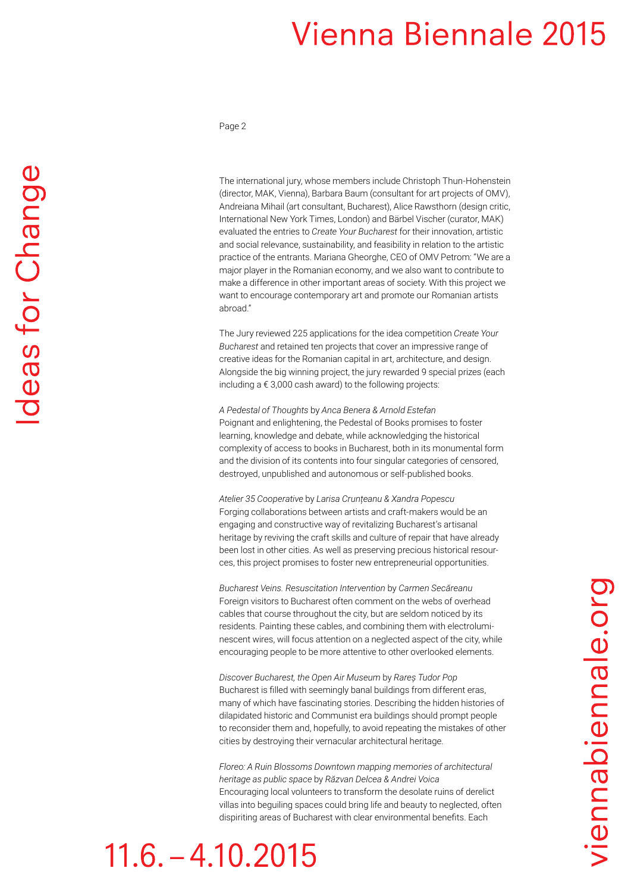The international jury, whose members include Christoph Thun-Hohenstein (director, MAK, Vienna), Barbara Baum (consultant for art projects of OMV), Andreiana Mihail (art consultant, Bucharest), Alice Rawsthorn (design critic, International New York Times, London) and Bärbel Vischer (curator, MAK) evaluated the entries to *Create Your Bucharest* for their innovation, artistic and social relevance, sustainability, and feasibility in relation to the artistic practice of the entrants. Mariana Gheorghe, CEO of OMV Petrom: "We are a major player in the Romanian economy, and we also want to contribute to make a difference in other important areas of society. With this project we want to encourage contemporary art and promote our Romanian artists abroad."

The Jury reviewed 225 applications for the idea competition *Create Your Bucharest* and retained ten projects that cover an impressive range of creative ideas for the Romanian capital in art, architecture, and design. Alongside the big winning project, the jury rewarded 9 special prizes (each including a € 3,000 cash award) to the following projects:

*A Pedestal of Thoughts* by *Anca Benera & Arnold Estefan*
Poignant and enlightening, the Pedestal of Books promises to foster learning, knowledge and debate, while acknowledging the historical complexity of access to books in Bucharest, both in its monumental form and the division of its contents into four singular categories of censored, destroyed, unpublished and autonomous or self-published books.

*Atelier 35 Cooperative* by *Larisa Crunțeanu & Xandra Popescu*
Forging collaborations between artists and craft-makers would be an engaging and constructive way of revitalizing Bucharest's artisanal heritage by reviving the craft skills and culture of repair that have already been lost in other cities. As well as preserving precious historical resources, this project promises to foster new entrepreneurial opportunities.

*Bucharest Veins. Resuscitation Intervention* by *Carmen Secăreanu*
Foreign visitors to Bucharest often comment on the webs of overhead cables that course throughout the city, but are seldom noticed by its residents. Painting these cables, and combining them with electroluminescent wires, will focus attention on a neglected aspect of the city, while encouraging people to be more attentive to other overlooked elements.

*Discover Bucharest, the Open Air Museum* by *Rareș Tudor Pop*
Bucharest is filled with seemingly banal buildings from different eras, many of which have fascinating stories. Describing the hidden histories of dilapidated historic and Communist era buildings should prompt people to reconsider them and, hopefully, to avoid repeating the mistakes of other cities by destroying their vernacular architectural heritage.

*Floreo: A Ruin Blossoms Downtown mapping memories of architectural heritage as public space* by *Răzvan Delcea & Andrei Voica*
Encouraging local volunteers to transform the desolate ruins of derelict villas into beguiling spaces could bring life and beauty to neglected, often dispiriting areas of Bucharest with clear environmental benefits. Each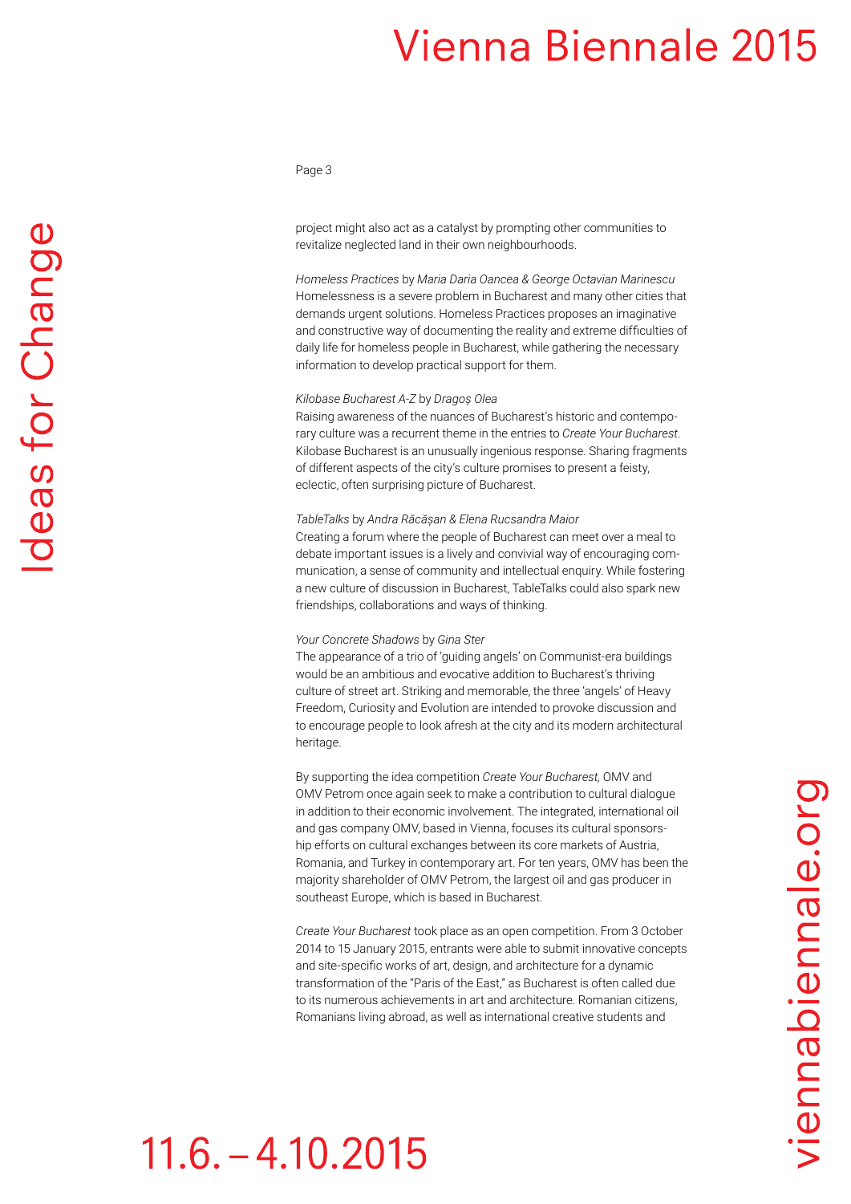project might also act as a catalyst by prompting other communities to revitalize neglected land in their own neighbourhoods.

*Homeless Practices* by *Maria Daria Oancea & George Octavian Marinescu*
Homelessness is a severe problem in Bucharest and many other cities that demands urgent solutions. Homeless Practices proposes an imaginative and constructive way of documenting the reality and extreme difficulties of daily life for homeless people in Bucharest, while gathering the necessary information to develop practical support for them.

*Kilobase Bucharest A-Z* by *Dragoș Olea*
Raising awareness of the nuances of Bucharest's historic and contemporary culture was a recurrent theme in the entries to *Create Your Bucharest*. Kilobase Bucharest is an unusually ingenious response. Sharing fragments of different aspects of the city's culture promises to present a feisty, eclectic, often surprising picture of Bucharest.

*TableTalks* by *Andra Răcășan & Elena Rucsandra Maior*
Creating a forum where the people of Bucharest can meet over a meal to debate important issues is a lively and convivial way of encouraging communication, a sense of community and intellectual enquiry. While fostering a new culture of discussion in Bucharest, TableTalks could also spark new friendships, collaborations and ways of thinking.

*Your Concrete Shadows* by *Gina Ster*
The appearance of a trio of 'guiding angels' on Communist-era buildings would be an ambitious and evocative addition to Bucharest's thriving culture of street art. Striking and memorable, the three 'angels' of Heavy Freedom, Curiosity and Evolution are intended to provoke discussion and to encourage people to look afresh at the city and its modern architectural heritage.

By supporting the idea competition *Create Your Bucharest,* OMV and OMV Petrom once again seek to make a contribution to cultural dialogue in addition to their economic involvement. The integrated, international oil and gas company OMV, based in Vienna, focuses its cultural sponsorship efforts on cultural exchanges between its core markets of Austria, Romania, and Turkey in contemporary art. For ten years, OMV has been the majority shareholder of OMV Petrom, the largest oil and gas producer in southeast Europe, which is based in Bucharest.

*Create Your Bucharest* took place as an open competition. From 3 October 2014 to 15 January 2015, entrants were able to submit innovative concepts and site-specific works of art, design, and architecture for a dynamic transformation of the "Paris of the East," as Bucharest is often called due to its numerous achievements in art and architecture. Romanian citizens, Romanians living abroad, as well as international creative students and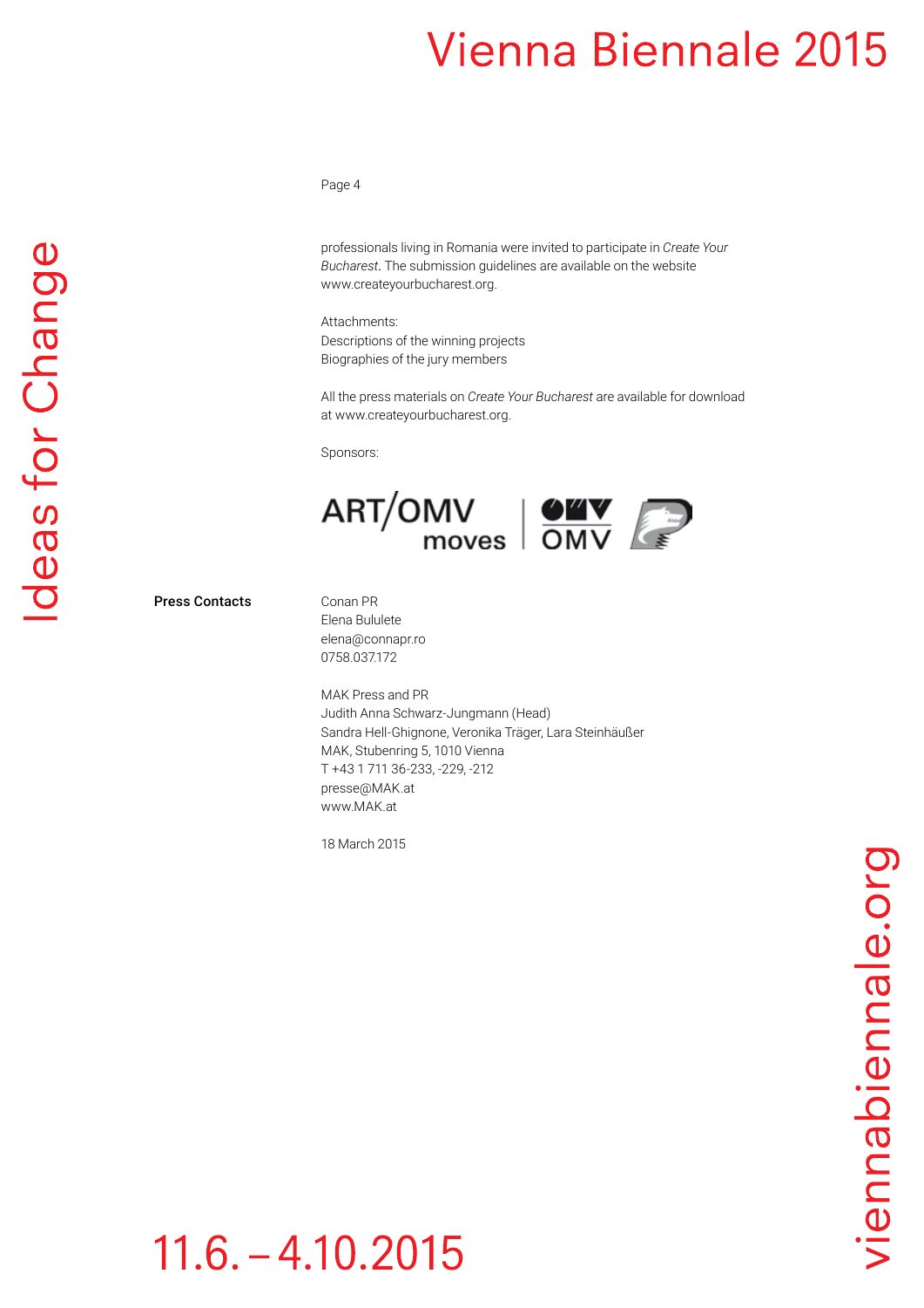professionals living in Romania were invited to participate in *Create Your Bucharest*. The submission guidelines are available on the website www.createyourbucharest.org.

Attachments:
Descriptions of the winning projects
Biographies of the jury members

All the press materials on *Create Your Bucharest* are available for download at www.createyourbucharest.org.

Sponsors:

ART/OMV moves | OMV

**Press Contacts**

Conan PR
Elena Bululete
elena@connapr.ro
0758.037.172

MAK Press and PR
Judith Anna Schwarz-Jungmann (Head)
Sandra Hell-Ghignone, Veronika Träger, Lara Steinhäußer
MAK, Stubenring 5, 1010 Vienna
T +43 1 711 36-233, -229, -212
presse@MAK.at
www.MAK.at

18 March 2015